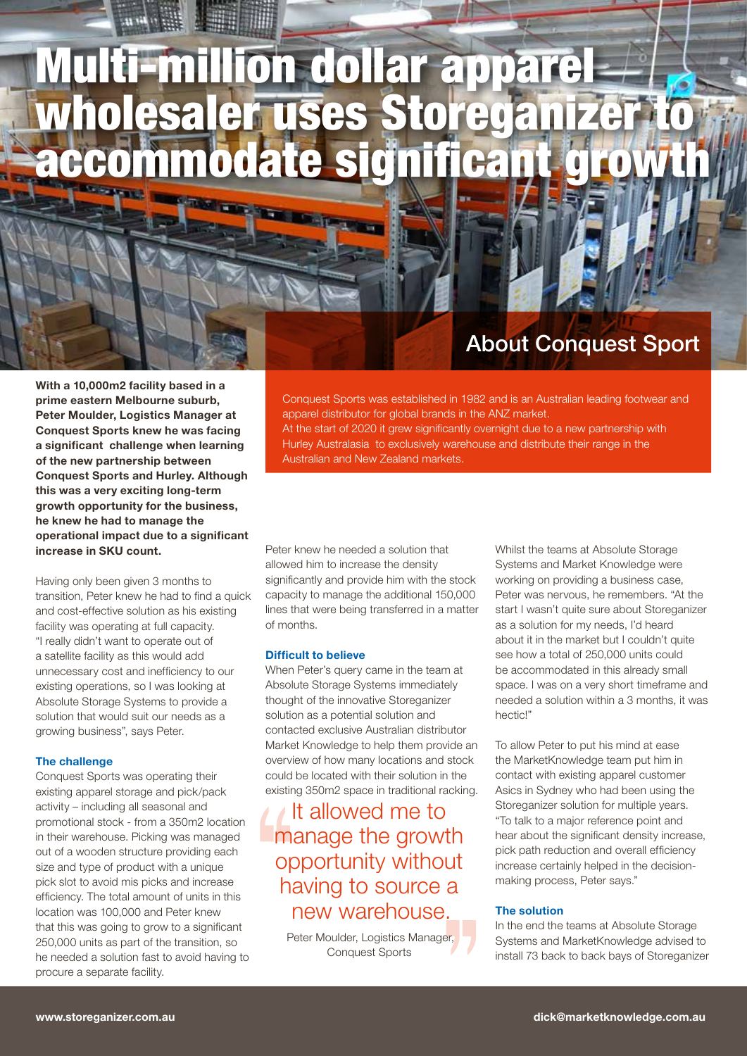# Multi-million dollar apparel wholesaler uses Storeganizer to accommodate significant growth

## About Conquest Sport

Conquest Sports was established in 1982 and is an Australian leading footwear and apparel distributor for global brands in the ANZ market.
At the start of 2020 it grew significantly overnight due to a new partnership with Hurley Australasia to exclusively warehouse and distribute their range in the Australian and New Zealand markets.

**With a 10,000m2 facility based in a prime eastern Melbourne suburb, Peter Moulder, Logistics Manager at Conquest Sports knew he was facing a significant challenge when learning of the new partnership between Conquest Sports and Hurley. Although this was a very exciting long-term growth opportunity for the business, he knew he had to manage the operational impact due to a significant increase in SKU count.**

Having only been given 3 months to transition, Peter knew he had to find a quick and cost-effective solution as his existing facility was operating at full capacity. "I really didn't want to operate out of a satellite facility as this would add unnecessary cost and inefficiency to our existing operations, so I was looking at Absolute Storage Systems to provide a solution that would suit our needs as a growing business", says Peter.

### The challenge

Conquest Sports was operating their existing apparel storage and pick/pack activity – including all seasonal and promotional stock - from a 350m2 location in their warehouse. Picking was managed out of a wooden structure providing each size and type of product with a unique pick slot to avoid mis picks and increase efficiency. The total amount of units in this location was 100,000 and Peter knew that this was going to grow to a significant 250,000 units as part of the transition, so he needed a solution fast to avoid having to procure a separate facility.

Peter knew he needed a solution that allowed him to increase the density significantly and provide him with the stock capacity to manage the additional 150,000 lines that were being transferred in a matter of months.

### Difficult to believe

When Peter's query came in the team at Absolute Storage Systems immediately thought of the innovative Storeganizer solution as a potential solution and contacted exclusive Australian distributor Market Knowledge to help them provide an overview of how many locations and stock could be located with their solution in the existing 350m2 space in traditional racking.

> It allowed me to manage the growth opportunity without having to source a new warehouse.
>
> Peter Moulder, Logistics Manager, Conquest Sports

Whilst the teams at Absolute Storage Systems and Market Knowledge were working on providing a business case, Peter was nervous, he remembers. "At the start I wasn't quite sure about Storeganizer as a solution for my needs, I'd heard about it in the market but I couldn't quite see how a total of 250,000 units could be accommodated in this already small space. I was on a very short timeframe and needed a solution within a 3 months, it was hectic!"

To allow Peter to put his mind at ease the MarketKnowledge team put him in contact with existing apparel customer Asics in Sydney who had been using the Storeganizer solution for multiple years. "To talk to a major reference point and hear about the significant density increase, pick path reduction and overall efficiency increase certainly helped in the decision-making process, Peter says."

### The solution

In the end the teams at Absolute Storage Systems and MarketKnowledge advised to install 73 back to back bays of Storeganizer

www.storeganizer.com.au dick@marketknowledge.com.au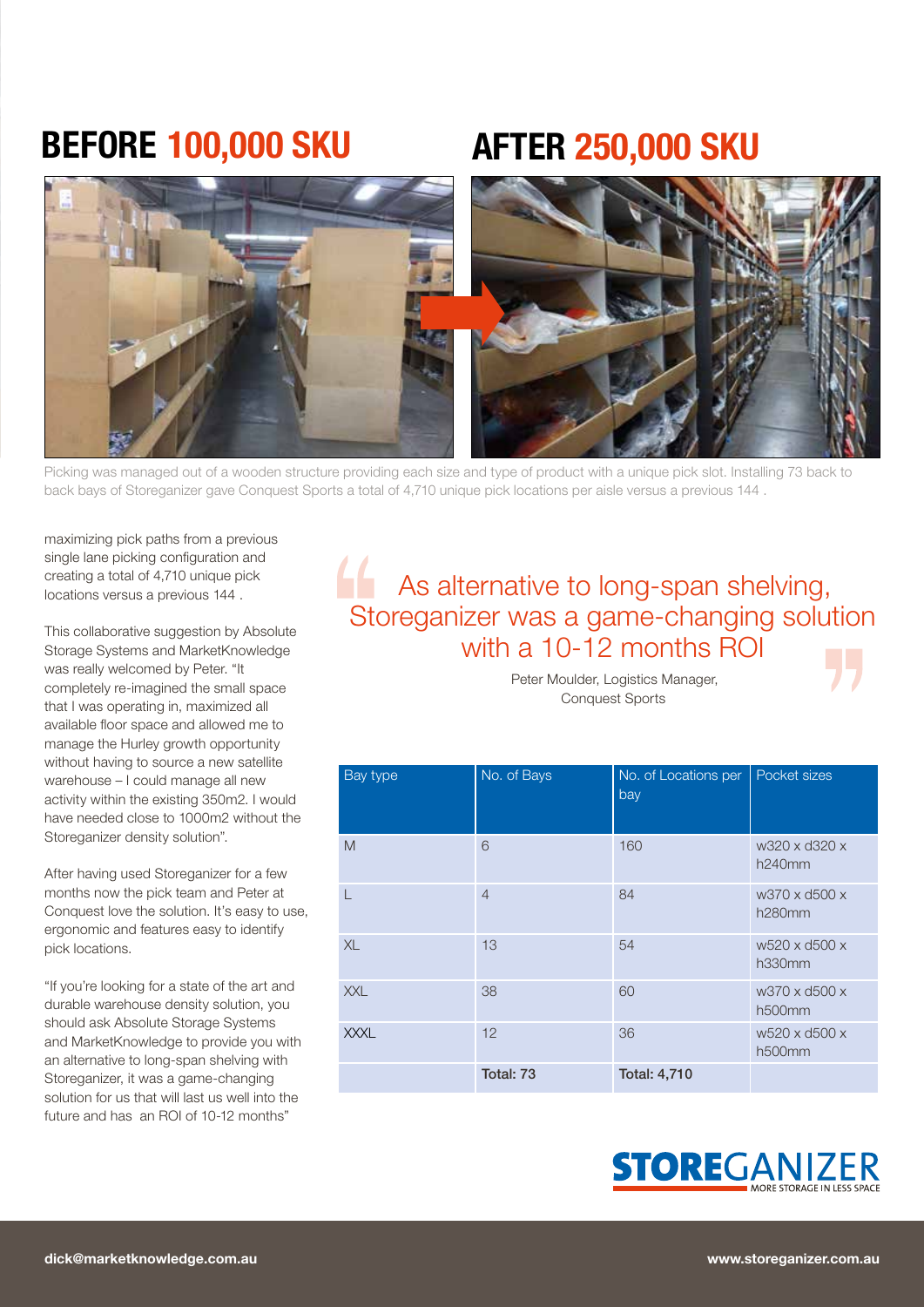## BEFORE 100,000 SKU

## AFTER 250,000 SKU

Picking was managed out of a wooden structure providing each size and type of product with a unique pick slot. Installing 73 back to back bays of Storeganizer gave Conquest Sports a total of 4,710 unique pick locations per aisle versus a previous 144 .

maximizing pick paths from a previous single lane picking configuration and creating a total of 4,710 unique pick locations versus a previous 144 .

This collaborative suggestion by Absolute Storage Systems and MarketKnowledge was really welcomed by Peter. "It completely re-imagined the small space that I was operating in, maximized all available floor space and allowed me to manage the Hurley growth opportunity without having to source a new satellite warehouse – I could manage all new activity within the existing 350m2. I would have needed close to 1000m2 without the Storeganizer density solution".

After having used Storeganizer for a few months now the pick team and Peter at Conquest love the solution. It's easy to use, ergonomic and features easy to identify pick locations.

"If you're looking for a state of the art and durable warehouse density solution, you should ask Absolute Storage Systems and MarketKnowledge to provide you with an alternative to long-span shelving with Storeganizer, it was a game-changing solution for us that will last us well into the future and has an ROI of 10-12 months"

> "As alternative to long-span shelving, Storeganizer was a game-changing solution with a 10-12 months ROI"
>
> Peter Moulder, Logistics Manager, Conquest Sports

| Bay type | No. of Bays | No. of Locations per bay | Pocket sizes |
|---|---|---|---|
| M | 6 | 160 | w320 x d320 x h240mm |
| L | 4 | 84 | w370 x d500 x h280mm |
| XL | 13 | 54 | w520 x d500 x h330mm |
| XXL | 38 | 60 | w370 x d500 x h500mm |
| XXXL | 12 | 36 | w520 x d500 x h500mm |
| | **Total: 73** | **Total: 4,710** | |

STOREGANIZER
MORE STORAGE IN LESS SPACE

dick@marketknowledge.com.au

www.storeganizer.com.au